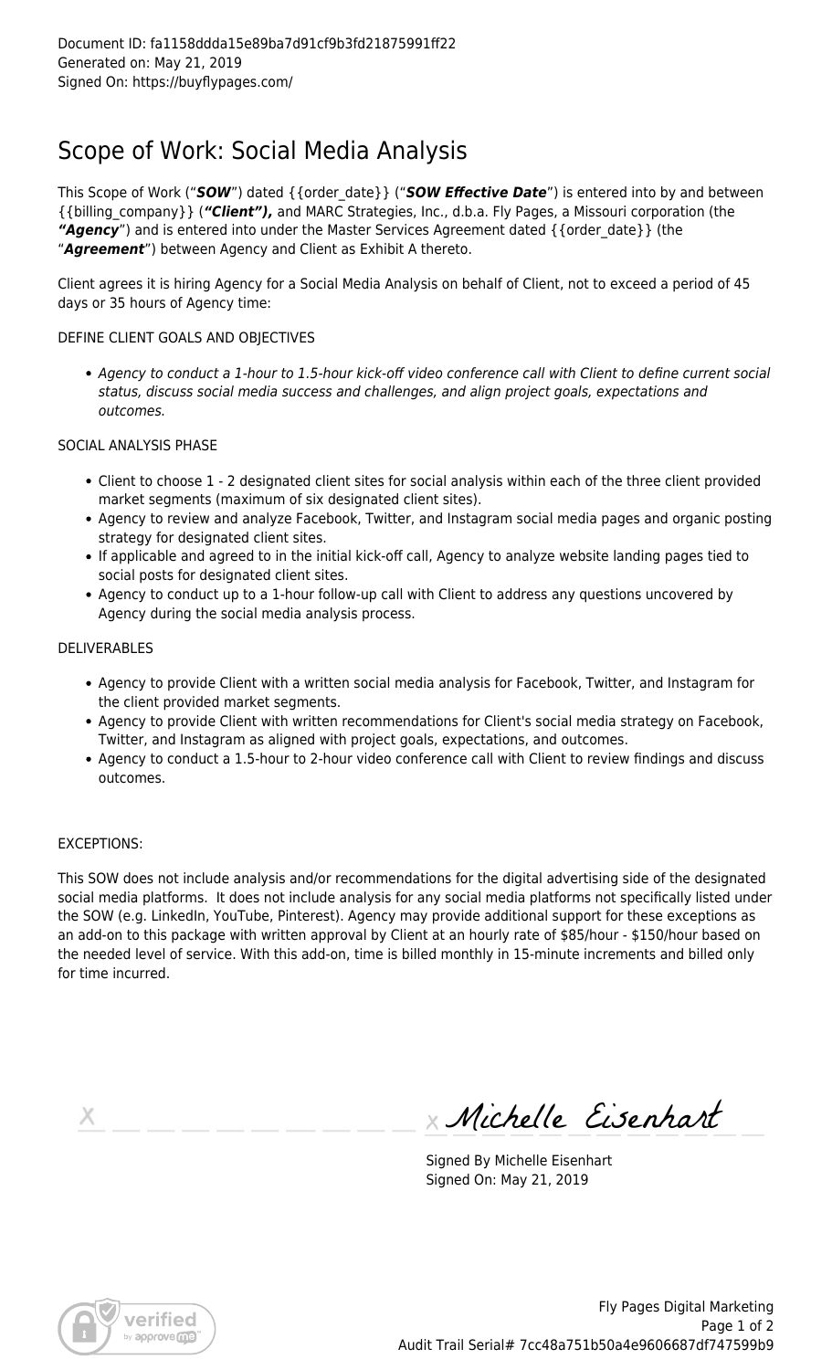Document ID: fa1158ddda15e89ba7d91cf9b3fd21875991ff22
Generated on: May 21, 2019
Signed On: https://buyflypages.com/

# Scope of Work: Social Media Analysis

This Scope of Work ("***SOW***") dated {{order_date}} ("***SOW Effective Date***") is entered into by and between {{billing_company}} (***"Client"),*** and MARC Strategies, Inc., d.b.a. Fly Pages, a Missouri corporation (the ***"Agency"***) and is entered into under the Master Services Agreement dated {{order_date}} (the "***Agreement***") between Agency and Client as Exhibit A thereto.

Client agrees it is hiring Agency for a Social Media Analysis on behalf of Client, not to exceed a period of 45 days or 35 hours of Agency time:

DEFINE CLIENT GOALS AND OBJECTIVES

- *Agency to conduct a 1-hour to 1.5-hour kick-off video conference call with Client to define current social status, discuss social media success and challenges, and align project goals, expectations and outcomes.*

SOCIAL ANALYSIS PHASE

- Client to choose 1 - 2 designated client sites for social analysis within each of the three client provided market segments (maximum of six designated client sites).
- Agency to review and analyze Facebook, Twitter, and Instagram social media pages and organic posting strategy for designated client sites.
- If applicable and agreed to in the initial kick-off call, Agency to analyze website landing pages tied to social posts for designated client sites.
- Agency to conduct up to a 1-hour follow-up call with Client to address any questions uncovered by Agency during the social media analysis process.

DELIVERABLES

- Agency to provide Client with a written social media analysis for Facebook, Twitter, and Instagram for the client provided market segments.
- Agency to provide Client with written recommendations for Client's social media strategy on Facebook, Twitter, and Instagram as aligned with project goals, expectations, and outcomes.
- Agency to conduct a 1.5-hour to 2-hour video conference call with Client to review findings and discuss outcomes.

EXCEPTIONS:

This SOW does not include analysis and/or recommendations for the digital advertising side of the designated social media platforms. It does not include analysis for any social media platforms not specifically listed under the SOW (e.g. LinkedIn, YouTube, Pinterest). Agency may provide additional support for these exceptions as an add-on to this package with written approval by Client at an hourly rate of $85/hour - $150/hour based on the needed level of service. With this add-on, time is billed monthly in 15-minute increments and billed only for time incurred.

X ______________________ X Michelle Eisenhart

Signed By Michelle Eisenhart
Signed On: May 21, 2019

Fly Pages Digital Marketing
Audit Trail Serial# 7cc48a751b50a4e9606687df747599b9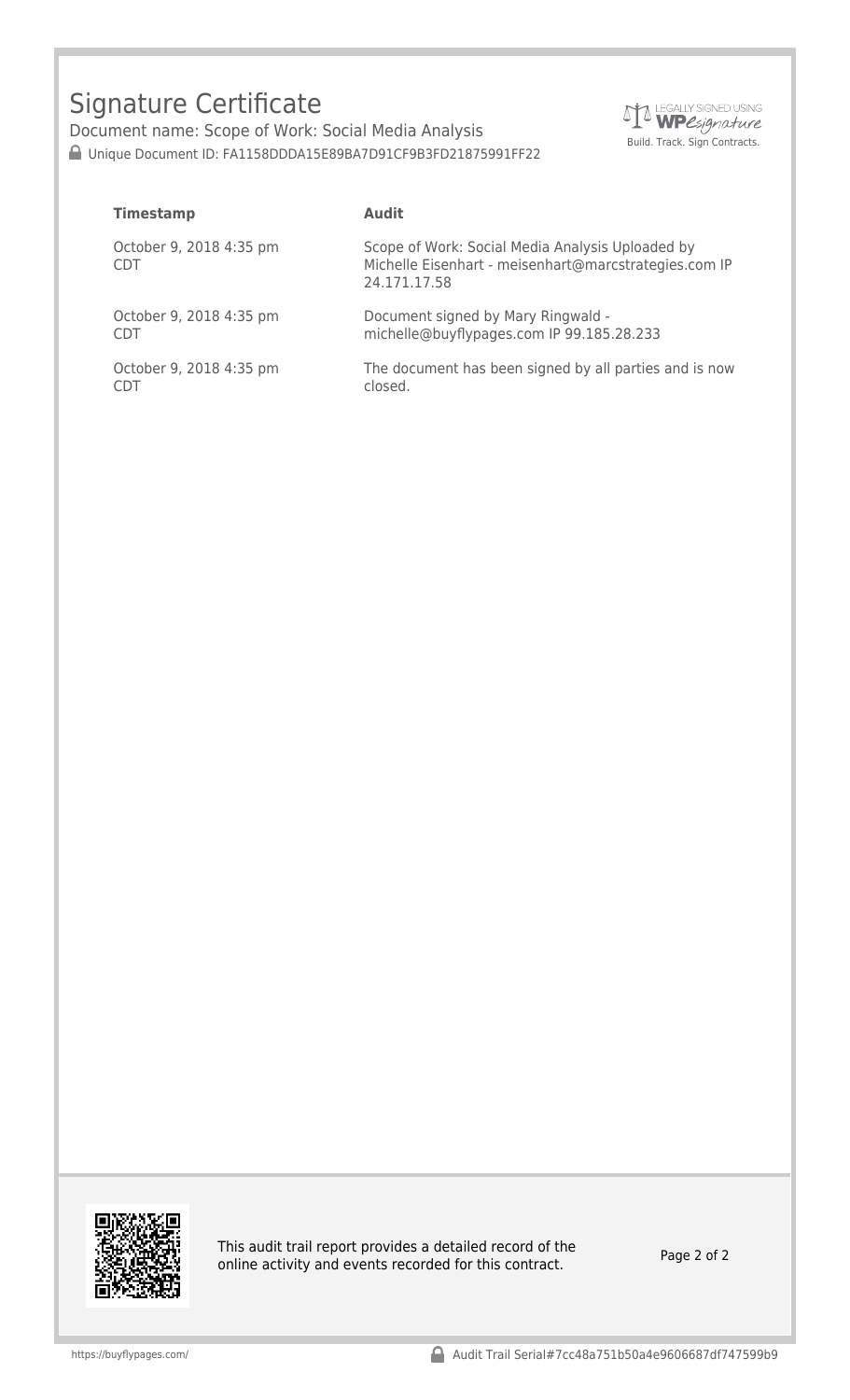# Signature Certificate

Document name: Scope of Work: Social Media Analysis

Unique Document ID: FA1158DDDA15E89BA7D91CF9B3FD21875991FF22

LEGALLY SIGNED USING **WP**eSignature
Build. Track. Sign Contracts.

| Timestamp | Audit |
| --- | --- |
| October 9, 2018 4:35 pm CDT | Scope of Work: Social Media Analysis Uploaded by Michelle Eisenhart - meisenhart@marcstrategies.com IP 24.171.17.58 |
| October 9, 2018 4:35 pm CDT | Document signed by Mary Ringwald - michelle@buyflypages.com IP 99.185.28.233 |
| October 9, 2018 4:35 pm CDT | The document has been signed by all parties and is now closed. |

This audit trail report provides a detailed record of the online activity and events recorded for this contract.

https://buyflypages.com/

Audit Trail Serial#7cc48a751b50a4e9606687df747599b9